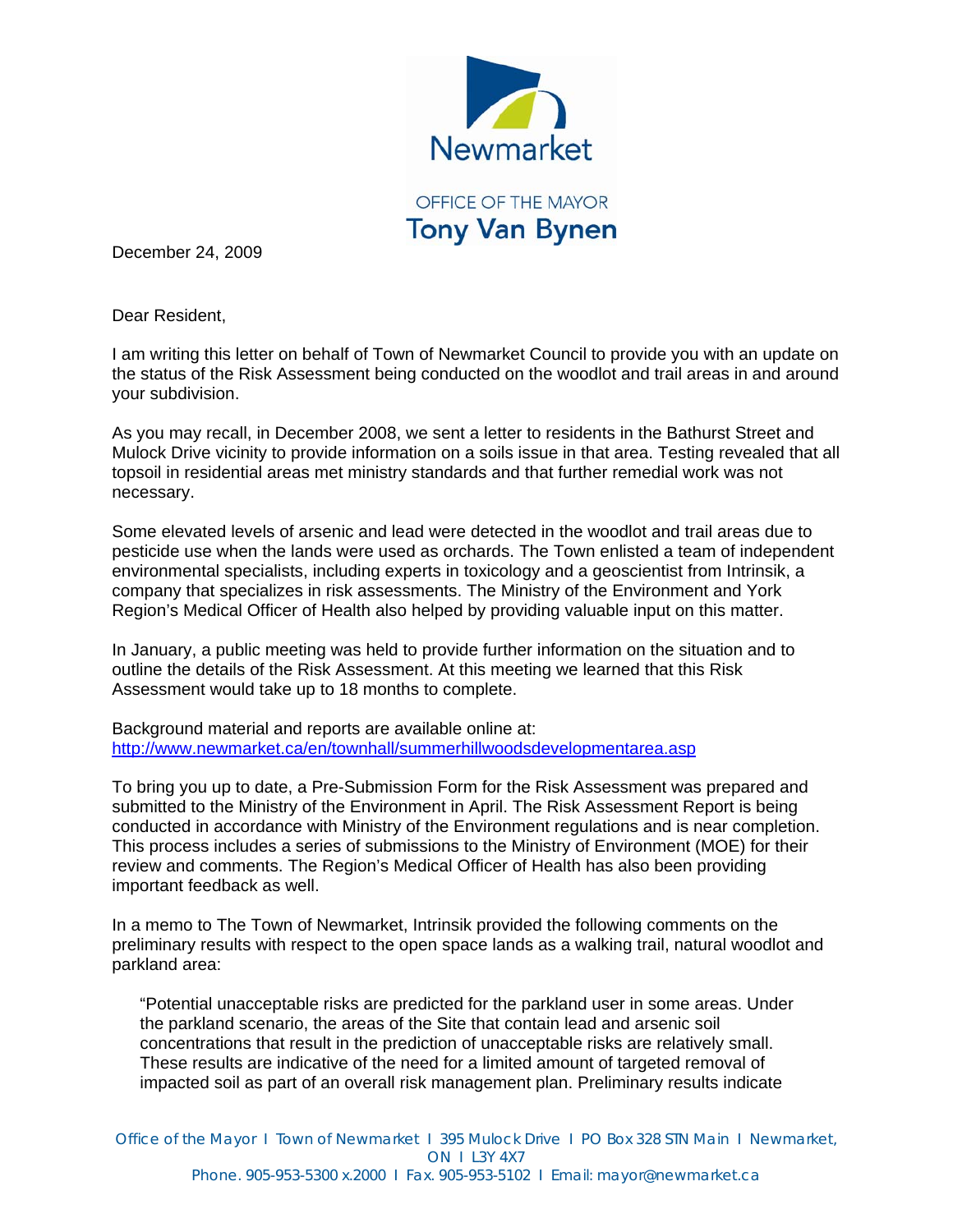Newmarket

OFFICE OF THE MAYOR
**Tony Van Bynen**

December 24, 2009

Dear Resident,

I am writing this letter on behalf of Town of Newmarket Council to provide you with an update on the status of the Risk Assessment being conducted on the woodlot and trail areas in and around your subdivision.

As you may recall, in December 2008, we sent a letter to residents in the Bathurst Street and Mulock Drive vicinity to provide information on a soils issue in that area. Testing revealed that all topsoil in residential areas met ministry standards and that further remedial work was not necessary.

Some elevated levels of arsenic and lead were detected in the woodlot and trail areas due to pesticide use when the lands were used as orchards. The Town enlisted a team of independent environmental specialists, including experts in toxicology and a geoscientist from Intrinsik, a company that specializes in risk assessments. The Ministry of the Environment and York Region's Medical Officer of Health also helped by providing valuable input on this matter.

In January, a public meeting was held to provide further information on the situation and to outline the details of the Risk Assessment. At this meeting we learned that this Risk Assessment would take up to 18 months to complete.

Background material and reports are available online at:
http://www.newmarket.ca/en/townhall/summerhillwoodsdevelopmentarea.asp

To bring you up to date, a Pre-Submission Form for the Risk Assessment was prepared and submitted to the Ministry of the Environment in April. The Risk Assessment Report is being conducted in accordance with Ministry of the Environment regulations and is near completion. This process includes a series of submissions to the Ministry of Environment (MOE) for their review and comments. The Region's Medical Officer of Health has also been providing important feedback as well.

In a memo to The Town of Newmarket, Intrinsik provided the following comments on the preliminary results with respect to the open space lands as a walking trail, natural woodlot and parkland area:

> "Potential unacceptable risks are predicted for the parkland user in some areas. Under the parkland scenario, the areas of the Site that contain lead and arsenic soil concentrations that result in the prediction of unacceptable risks are relatively small. These results are indicative of the need for a limited amount of targeted removal of impacted soil as part of an overall risk management plan. Preliminary results indicate

Office of the Mayor I Town of Newmarket I 395 Mulock Drive I PO Box 328 STN Main I Newmarket, ON I L3Y 4X7
Phone. 905-953-5300 x.2000 I Fax. 905-953-5102 I Email: mayor@newmarket.ca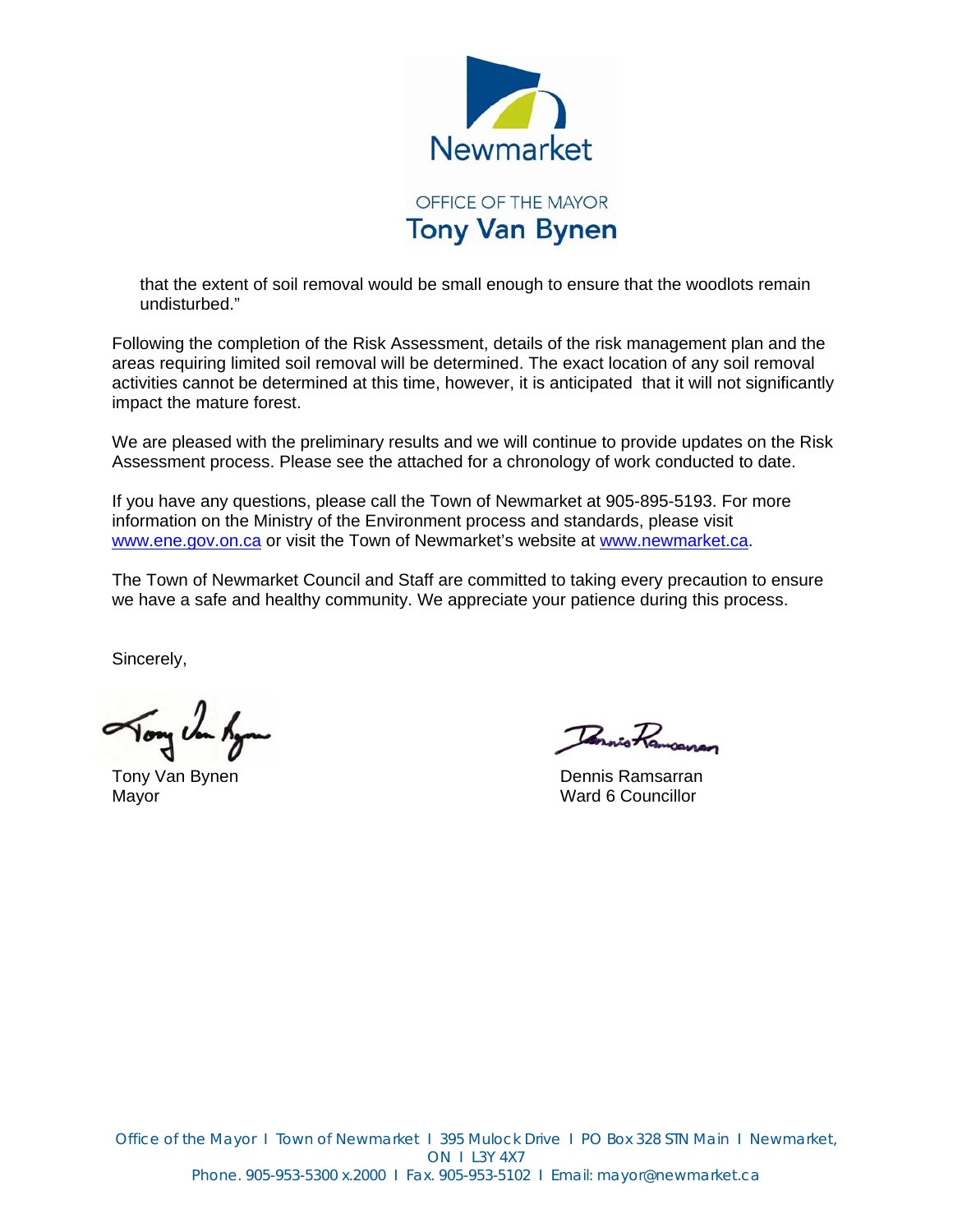OFFICE OF THE MAYOR
**Tony Van Bynen**

> that the extent of soil removal would be small enough to ensure that the woodlots remain undisturbed."

Following the completion of the Risk Assessment, details of the risk management plan and the areas requiring limited soil removal will be determined. The exact location of any soil removal activities cannot be determined at this time, however, it is anticipated that it will not significantly impact the mature forest.

We are pleased with the preliminary results and we will continue to provide updates on the Risk Assessment process. Please see the attached for a chronology of work conducted to date.

If you have any questions, please call the Town of Newmarket at 905-895-5193. For more information on the Ministry of the Environment process and standards, please visit www.ene.gov.on.ca or visit the Town of Newmarket's website at www.newmarket.ca.

The Town of Newmarket Council and Staff are committed to taking every precaution to ensure we have a safe and healthy community. We appreciate your patience during this process.

Sincerely,

Tony Van Bynen
Mayor

Dennis Ramsarran
Ward 6 Councillor

Office of the Mayor I Town of Newmarket I 395 Mulock Drive I PO Box 328 STN Main I Newmarket, ON I L3Y 4X7
Phone. 905-953-5300 x.2000 I Fax. 905-953-5102 I Email: mayor@newmarket.ca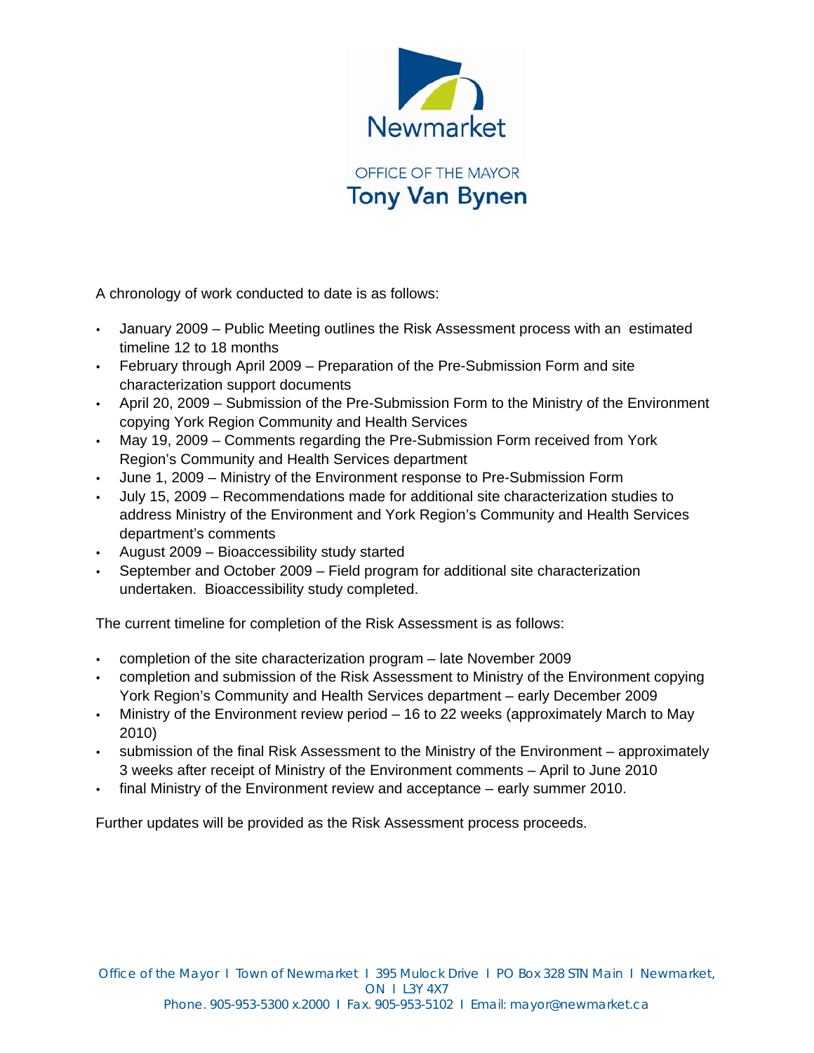Newmarket

OFFICE OF THE MAYOR
**Tony Van Bynen**

A chronology of work conducted to date is as follows:

- January 2009 – Public Meeting outlines the Risk Assessment process with an estimated timeline 12 to 18 months
- February through April 2009 – Preparation of the Pre-Submission Form and site characterization support documents
- April 20, 2009 – Submission of the Pre-Submission Form to the Ministry of the Environment copying York Region Community and Health Services
- May 19, 2009 – Comments regarding the Pre-Submission Form received from York Region's Community and Health Services department
- June 1, 2009 – Ministry of the Environment response to Pre-Submission Form
- July 15, 2009 – Recommendations made for additional site characterization studies to address Ministry of the Environment and York Region's Community and Health Services department's comments
- August 2009 – Bioaccessibility study started
- September and October 2009 – Field program for additional site characterization undertaken. Bioaccessibility study completed.

The current timeline for completion of the Risk Assessment is as follows:

- completion of the site characterization program – late November 2009
- completion and submission of the Risk Assessment to Ministry of the Environment copying York Region's Community and Health Services department – early December 2009
- Ministry of the Environment review period – 16 to 22 weeks (approximately March to May 2010)
- submission of the final Risk Assessment to the Ministry of the Environment – approximately 3 weeks after receipt of Ministry of the Environment comments – April to June 2010
- final Ministry of the Environment review and acceptance – early summer 2010.

Further updates will be provided as the Risk Assessment process proceeds.

Office of the Mayor I Town of Newmarket I 395 Mulock Drive I PO Box 328 STN Main I Newmarket, ON I L3Y 4X7
Phone. 905-953-5300 x.2000 I Fax. 905-953-5102 I Email: mayor@newmarket.ca